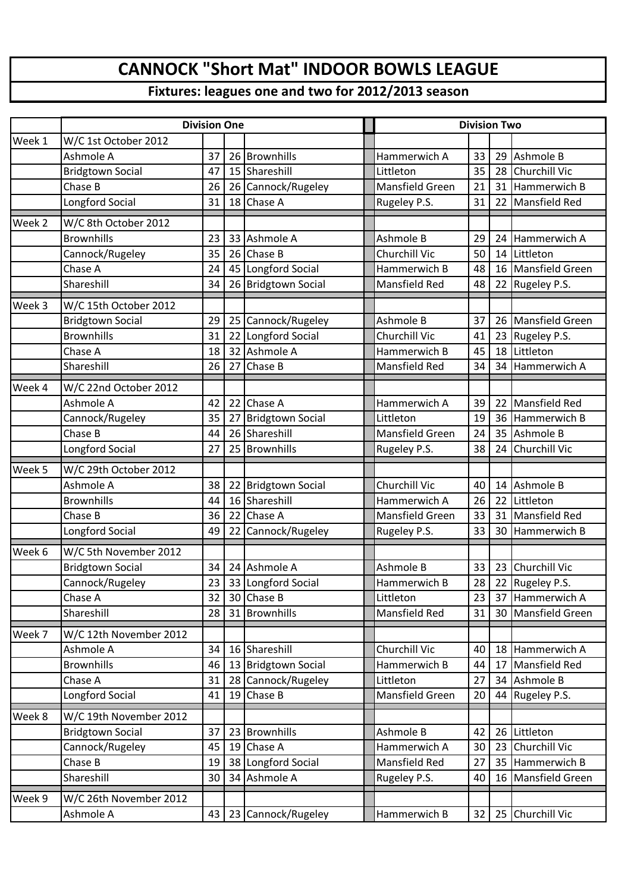# CANNOCK "Short Mat" INDOOR BOWLS LEAGUE

## Fixtures: leagues one and two for 2012/2013 season

| | Division One | | | | | Division Two | | | |
|---|---|---|---|---|---|---|---|---|---|
| Week 1 | W/C 1st October 2012 | | | | | | | | |
| | Ashmole A | 37 | 26 | Brownhills | | Hammerwich A | 33 | 29 | Ashmole B |
| | Bridgtown Social | 47 | 15 | Shareshill | | Littleton | 35 | 28 | Churchill Vic |
| | Chase B | 26 | 26 | Cannock/Rugeley | | Mansfield Green | 21 | 31 | Hammerwich B |
| | Longford Social | 31 | 18 | Chase A | | Rugeley P.S. | 31 | 22 | Mansfield Red |
| Week 2 | W/C 8th October 2012 | | | | | | | | |
| | Brownhills | 23 | 33 | Ashmole A | | Ashmole B | 29 | 24 | Hammerwich A |
| | Cannock/Rugeley | 35 | 26 | Chase B | | Churchill Vic | 50 | 14 | Littleton |
| | Chase A | 24 | 45 | Longford Social | | Hammerwich B | 48 | 16 | Mansfield Green |
| | Shareshill | 34 | 26 | Bridgtown Social | | Mansfield Red | 48 | 22 | Rugeley P.S. |
| Week 3 | W/C 15th October 2012 | | | | | | | | |
| | Bridgtown Social | 29 | 25 | Cannock/Rugeley | | Ashmole B | 37 | 26 | Mansfield Green |
| | Brownhills | 31 | 22 | Longford Social | | Churchill Vic | 41 | 23 | Rugeley P.S. |
| | Chase A | 18 | 32 | Ashmole A | | Hammerwich B | 45 | 18 | Littleton |
| | Shareshill | 26 | 27 | Chase B | | Mansfield Red | 34 | 34 | Hammerwich A |
| Week 4 | W/C 22nd October 2012 | | | | | | | | |
| | Ashmole A | 42 | 22 | Chase A | | Hammerwich A | 39 | 22 | Mansfield Red |
| | Cannock/Rugeley | 35 | 27 | Bridgtown Social | | Littleton | 19 | 36 | Hammerwich B |
| | Chase B | 44 | 26 | Shareshill | | Mansfield Green | 24 | 35 | Ashmole B |
| | Longford Social | 27 | 25 | Brownhills | | Rugeley P.S. | 38 | 24 | Churchill Vic |
| Week 5 | W/C 29th October 2012 | | | | | | | | |
| | Ashmole A | 38 | 22 | Bridgtown Social | | Churchill Vic | 40 | 14 | Ashmole B |
| | Brownhills | 44 | 16 | Shareshill | | Hammerwich A | 26 | 22 | Littleton |
| | Chase B | 36 | 22 | Chase A | | Mansfield Green | 33 | 31 | Mansfield Red |
| | Longford Social | 49 | 22 | Cannock/Rugeley | | Rugeley P.S. | 33 | 30 | Hammerwich B |
| Week 6 | W/C 5th November 2012 | | | | | | | | |
| | Bridgtown Social | 34 | 24 | Ashmole A | | Ashmole B | 33 | 23 | Churchill Vic |
| | Cannock/Rugeley | 23 | 33 | Longford Social | | Hammerwich B | 28 | 22 | Rugeley P.S. |
| | Chase A | 32 | 30 | Chase B | | Littleton | 23 | 37 | Hammerwich A |
| | Shareshill | 28 | 31 | Brownhills | | Mansfield Red | 31 | 30 | Mansfield Green |
| Week 7 | W/C 12th November 2012 | | | | | | | | |
| | Ashmole A | 34 | 16 | Shareshill | | Churchill Vic | 40 | 18 | Hammerwich A |
| | Brownhills | 46 | 13 | Bridgtown Social | | Hammerwich B | 44 | 17 | Mansfield Red |
| | Chase A | 31 | 28 | Cannock/Rugeley | | Littleton | 27 | 34 | Ashmole B |
| | Longford Social | 41 | 19 | Chase B | | Mansfield Green | 20 | 44 | Rugeley P.S. |
| Week 8 | W/C 19th November 2012 | | | | | | | | |
| | Bridgtown Social | 37 | 23 | Brownhills | | Ashmole B | 42 | 26 | Littleton |
| | Cannock/Rugeley | 45 | 19 | Chase A | | Hammerwich A | 30 | 23 | Churchill Vic |
| | Chase B | 19 | 38 | Longford Social | | Mansfield Red | 27 | 35 | Hammerwich B |
| | Shareshill | 30 | 34 | Ashmole A | | Rugeley P.S. | 40 | 16 | Mansfield Green |
| Week 9 | W/C 26th November 2012 | | | | | | | | |
| | Ashmole A | 43 | 23 | Cannock/Rugeley | | Hammerwich B | 32 | 25 | Churchill Vic |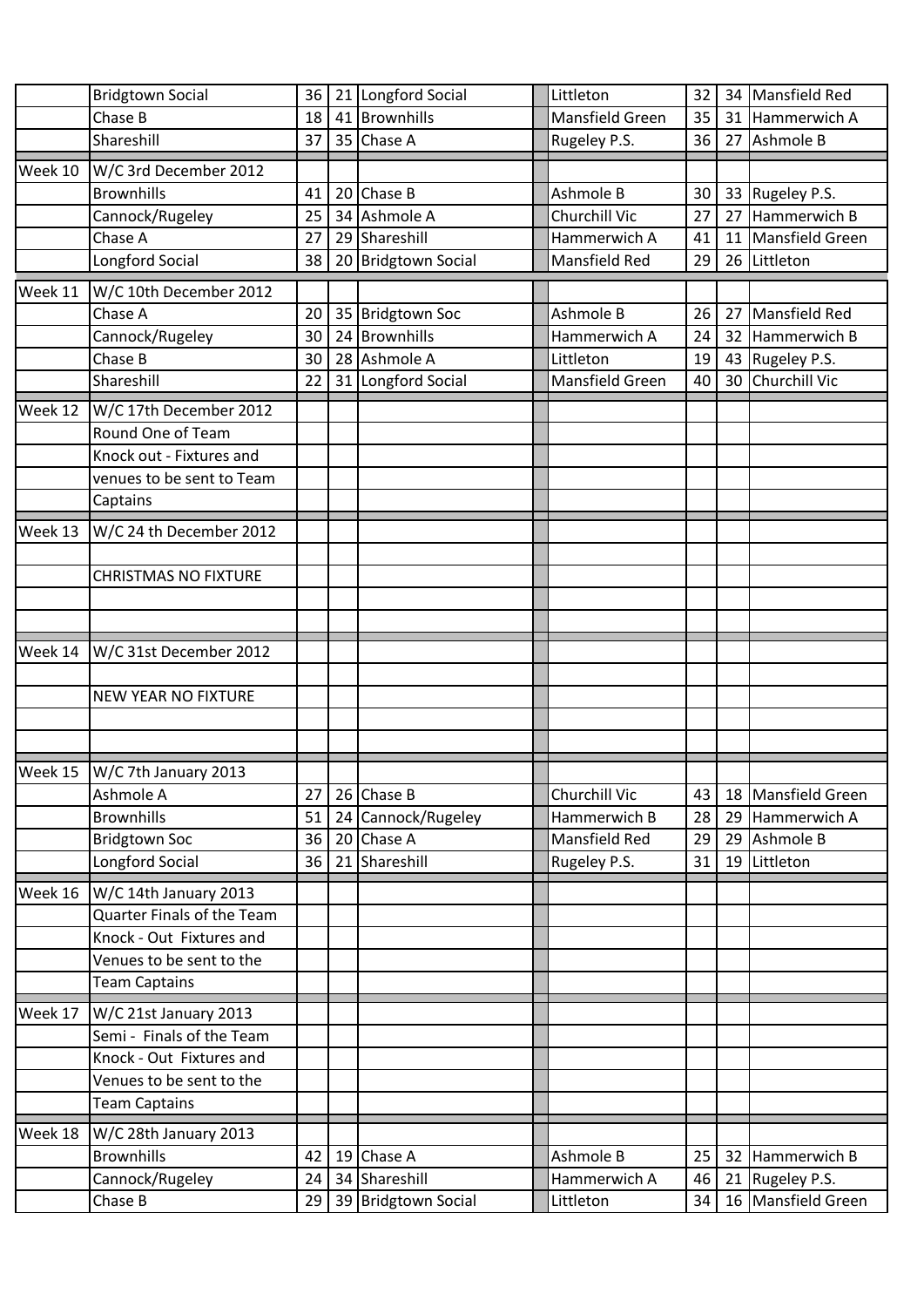| | | | | | | | | |
|---|---|---|---|---|---|---|---|---|
| | Bridgtown Social | 36 | 21 | Longford Social | Littleton | 32 | 34 | Mansfield Red |
| | Chase B | 18 | 41 | Brownhills | Mansfield Green | 35 | 31 | Hammerwich A |
| | Shareshill | 37 | 35 | Chase A | Rugeley P.S. | 36 | 27 | Ashmole B |
| Week 10 | W/C 3rd December 2012 | | | | | | | |
| | Brownhills | 41 | 20 | Chase B | Ashmole B | 30 | 33 | Rugeley P.S. |
| | Cannock/Rugeley | 25 | 34 | Ashmole A | Churchill Vic | 27 | 27 | Hammerwich B |
| | Chase A | 27 | 29 | Shareshill | Hammerwich A | 41 | 11 | Mansfield Green |
| | Longford Social | 38 | 20 | Bridgtown Social | Mansfield Red | 29 | 26 | Littleton |
| Week 11 | W/C 10th December 2012 | | | | | | | |
| | Chase A | 20 | 35 | Bridgtown Soc | Ashmole B | 26 | 27 | Mansfield Red |
| | Cannock/Rugeley | 30 | 24 | Brownhills | Hammerwich A | 24 | 32 | Hammerwich B |
| | Chase B | 30 | 28 | Ashmole A | Littleton | 19 | 43 | Rugeley P.S. |
| | Shareshill | 22 | 31 | Longford Social | Mansfield Green | 40 | 30 | Churchill Vic |
| Week 12 | W/C 17th December 2012 | | | | | | | |
| | Round One of Team | | | | | | | |
| | Knock out - Fixtures and | | | | | | | |
| | venues to be sent to Team | | | | | | | |
| | Captains | | | | | | | |
| Week 13 | W/C 24 th December 2012 | | | | | | | |
| | | | | | | | | |
| | CHRISTMAS NO FIXTURE | | | | | | | |
| | | | | | | | | |
| | | | | | | | | |
| Week 14 | W/C 31st December 2012 | | | | | | | |
| | | | | | | | | |
| | NEW YEAR NO FIXTURE | | | | | | | |
| | | | | | | | | |
| | | | | | | | | |
| Week 15 | W/C 7th January 2013 | | | | | | | |
| | Ashmole A | 27 | 26 | Chase B | Churchill Vic | 43 | 18 | Mansfield Green |
| | Brownhills | 51 | 24 | Cannock/Rugeley | Hammerwich B | 28 | 29 | Hammerwich A |
| | Bridgtown Soc | 36 | 20 | Chase A | Mansfield Red | 29 | 29 | Ashmole B |
| | Longford Social | 36 | 21 | Shareshill | Rugeley P.S. | 31 | 19 | Littleton |
| Week 16 | W/C 14th January 2013 | | | | | | | |
| | Quarter Finals of the Team | | | | | | | |
| | Knock - Out Fixtures and | | | | | | | |
| | Venues to be sent to the | | | | | | | |
| | Team Captains | | | | | | | |
| Week 17 | W/C 21st January 2013 | | | | | | | |
| | Semi - Finals of the Team | | | | | | | |
| | Knock - Out Fixtures and | | | | | | | |
| | Venues to be sent to the | | | | | | | |
| | Team Captains | | | | | | | |
| Week 18 | W/C 28th January 2013 | | | | | | | |
| | Brownhills | 42 | 19 | Chase A | Ashmole B | 25 | 32 | Hammerwich B |
| | Cannock/Rugeley | 24 | 34 | Shareshill | Hammerwich A | 46 | 21 | Rugeley P.S. |
| | Chase B | 29 | 39 | Bridgtown Social | Littleton | 34 | 16 | Mansfield Green |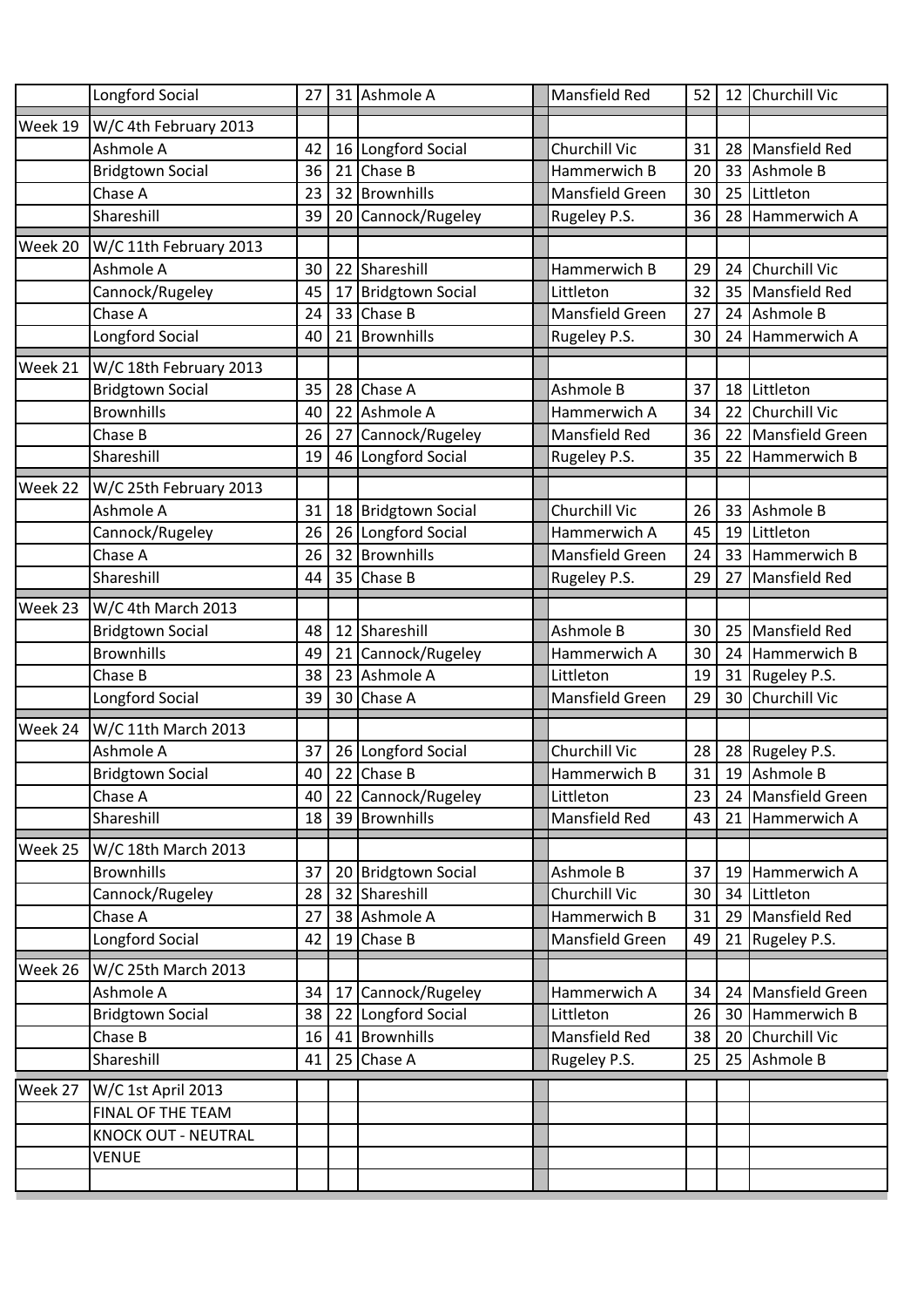| | | | | | | | | |
|---|---|---|---|---|---|---|---|---|
| | Longford Social | 27 | 31 | Ashmole A | Mansfield Red | 52 | 12 | Churchill Vic |
| Week 19 | W/C 4th February 2013 | | | | | | | |
| | Ashmole A | 42 | 16 | Longford Social | Churchill Vic | 31 | 28 | Mansfield Red |
| | Bridgtown Social | 36 | 21 | Chase B | Hammerwich B | 20 | 33 | Ashmole B |
| | Chase A | 23 | 32 | Brownhills | Mansfield Green | 30 | 25 | Littleton |
| | Shareshill | 39 | 20 | Cannock/Rugeley | Rugeley P.S. | 36 | 28 | Hammerwich A |
| Week 20 | W/C 11th February 2013 | | | | | | | |
| | Ashmole A | 30 | 22 | Shareshill | Hammerwich B | 29 | 24 | Churchill Vic |
| | Cannock/Rugeley | 45 | 17 | Bridgtown Social | Littleton | 32 | 35 | Mansfield Red |
| | Chase A | 24 | 33 | Chase B | Mansfield Green | 27 | 24 | Ashmole B |
| | Longford Social | 40 | 21 | Brownhills | Rugeley P.S. | 30 | 24 | Hammerwich A |
| Week 21 | W/C 18th February 2013 | | | | | | | |
| | Bridgtown Social | 35 | 28 | Chase A | Ashmole B | 37 | 18 | Littleton |
| | Brownhills | 40 | 22 | Ashmole A | Hammerwich A | 34 | 22 | Churchill Vic |
| | Chase B | 26 | 27 | Cannock/Rugeley | Mansfield Red | 36 | 22 | Mansfield Green |
| | Shareshill | 19 | 46 | Longford Social | Rugeley P.S. | 35 | 22 | Hammerwich B |
| Week 22 | W/C 25th February 2013 | | | | | | | |
| | Ashmole A | 31 | 18 | Bridgtown Social | Churchill Vic | 26 | 33 | Ashmole B |
| | Cannock/Rugeley | 26 | 26 | Longford Social | Hammerwich A | 45 | 19 | Littleton |
| | Chase A | 26 | 32 | Brownhills | Mansfield Green | 24 | 33 | Hammerwich B |
| | Shareshill | 44 | 35 | Chase B | Rugeley P.S. | 29 | 27 | Mansfield Red |
| Week 23 | W/C 4th March 2013 | | | | | | | |
| | Bridgtown Social | 48 | 12 | Shareshill | Ashmole B | 30 | 25 | Mansfield Red |
| | Brownhills | 49 | 21 | Cannock/Rugeley | Hammerwich A | 30 | 24 | Hammerwich B |
| | Chase B | 38 | 23 | Ashmole A | Littleton | 19 | 31 | Rugeley P.S. |
| | Longford Social | 39 | 30 | Chase A | Mansfield Green | 29 | 30 | Churchill Vic |
| Week 24 | W/C 11th March 2013 | | | | | | | |
| | Ashmole A | 37 | 26 | Longford Social | Churchill Vic | 28 | 28 | Rugeley P.S. |
| | Bridgtown Social | 40 | 22 | Chase B | Hammerwich B | 31 | 19 | Ashmole B |
| | Chase A | 40 | 22 | Cannock/Rugeley | Littleton | 23 | 24 | Mansfield Green |
| | Shareshill | 18 | 39 | Brownhills | Mansfield Red | 43 | 21 | Hammerwich A |
| Week 25 | W/C 18th March 2013 | | | | | | | |
| | Brownhills | 37 | 20 | Bridgtown Social | Ashmole B | 37 | 19 | Hammerwich A |
| | Cannock/Rugeley | 28 | 32 | Shareshill | Churchill Vic | 30 | 34 | Littleton |
| | Chase A | 27 | 38 | Ashmole A | Hammerwich B | 31 | 29 | Mansfield Red |
| | Longford Social | 42 | 19 | Chase B | Mansfield Green | 49 | 21 | Rugeley P.S. |
| Week 26 | W/C 25th March 2013 | | | | | | | |
| | Ashmole A | 34 | 17 | Cannock/Rugeley | Hammerwich A | 34 | 24 | Mansfield Green |
| | Bridgtown Social | 38 | 22 | Longford Social | Littleton | 26 | 30 | Hammerwich B |
| | Chase B | 16 | 41 | Brownhills | Mansfield Red | 38 | 20 | Churchill Vic |
| | Shareshill | 41 | 25 | Chase A | Rugeley P.S. | 25 | 25 | Ashmole B |
| Week 27 | W/C 1st April 2013 | | | | | | | |
| | FINAL OF THE TEAM | | | | | | | |
| | KNOCK OUT - NEUTRAL | | | | | | | |
| | VENUE | | | | | | | |